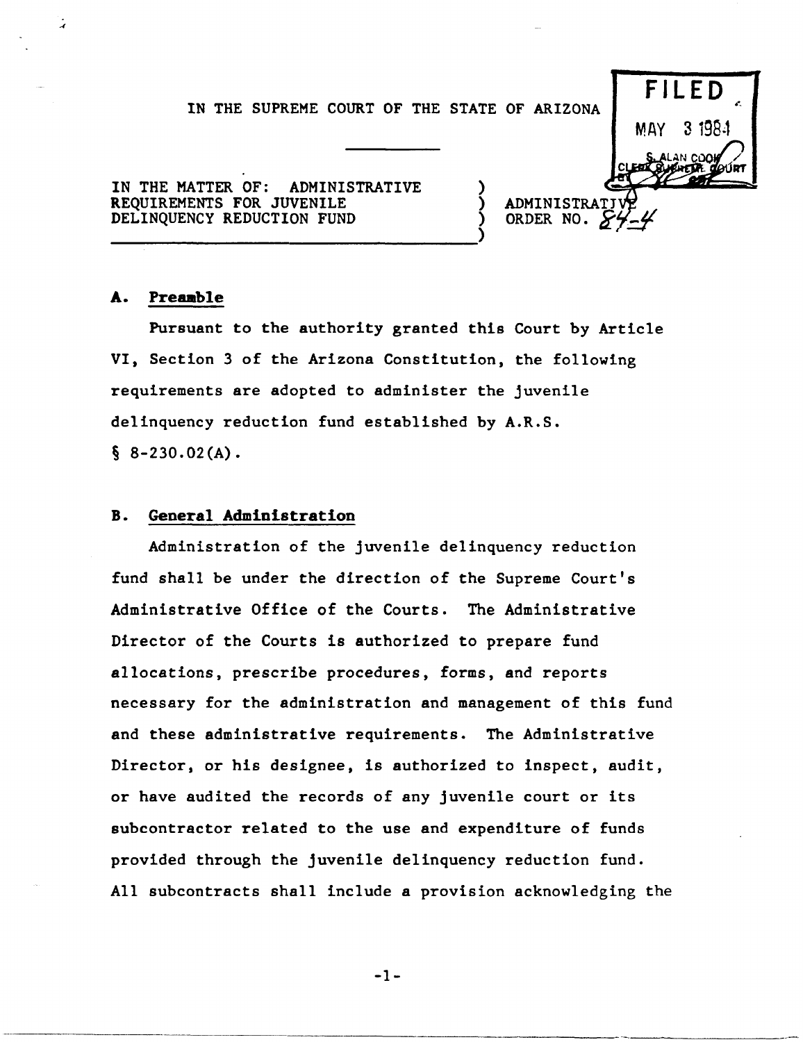IN THE SUPREME COURT OF THE STATE OF ARIZONA

FILED
MAY 3 1984
S. ALAN COOK
CLERK SUPREME COURT

IN THE MATTER OF: ADMINISTRATIVE REQUIREMENTS FOR JUVENILE DELINQUENCY REDUCTION FUND

ADMINISTRATIVE ORDER NO. 84-4

## A. Preamble

Pursuant to the authority granted this Court by Article VI, Section 3 of the Arizona Constitution, the following requirements are adopted to administer the juvenile delinquency reduction fund established by A.R.S. § 8-230.02(A).

## B. General Administration

Administration of the juvenile delinquency reduction fund shall be under the direction of the Supreme Court's Administrative Office of the Courts. The Administrative Director of the Courts is authorized to prepare fund allocations, prescribe procedures, forms, and reports necessary for the administration and management of this fund and these administrative requirements. The Administrative Director, or his designee, is authorized to inspect, audit, or have audited the records of any juvenile court or its subcontractor related to the use and expenditure of funds provided through the juvenile delinquency reduction fund. All subcontracts shall include a provision acknowledging the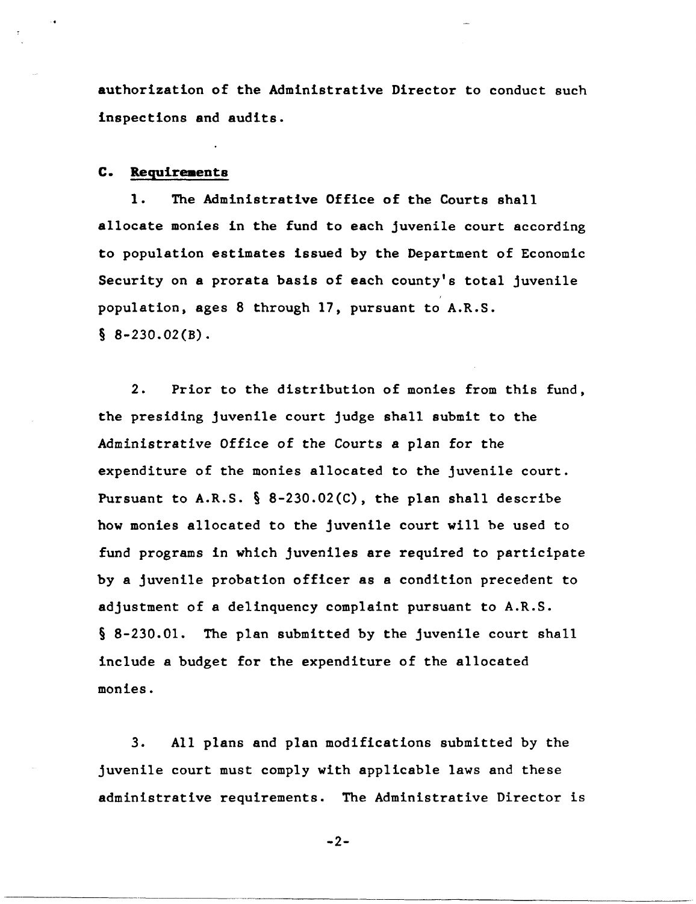authorization of the Administrative Director to conduct such inspections and audits.

**C. Requirements**

1. The Administrative Office of the Courts shall allocate monies in the fund to each juvenile court according to population estimates issued by the Department of Economic Security on a prorata basis of each county's total juvenile population, ages 8 through 17, pursuant to A.R.S. § 8-230.02(B).

2. Prior to the distribution of monies from this fund, the presiding juvenile court judge shall submit to the Administrative Office of the Courts a plan for the expenditure of the monies allocated to the juvenile court. Pursuant to A.R.S. § 8-230.02(C), the plan shall describe how monies allocated to the juvenile court will be used to fund programs in which juveniles are required to participate by a juvenile probation officer as a condition precedent to adjustment of a delinquency complaint pursuant to A.R.S. § 8-230.01. The plan submitted by the juvenile court shall include a budget for the expenditure of the allocated monies.

3. All plans and plan modifications submitted by the juvenile court must comply with applicable laws and these administrative requirements. The Administrative Director is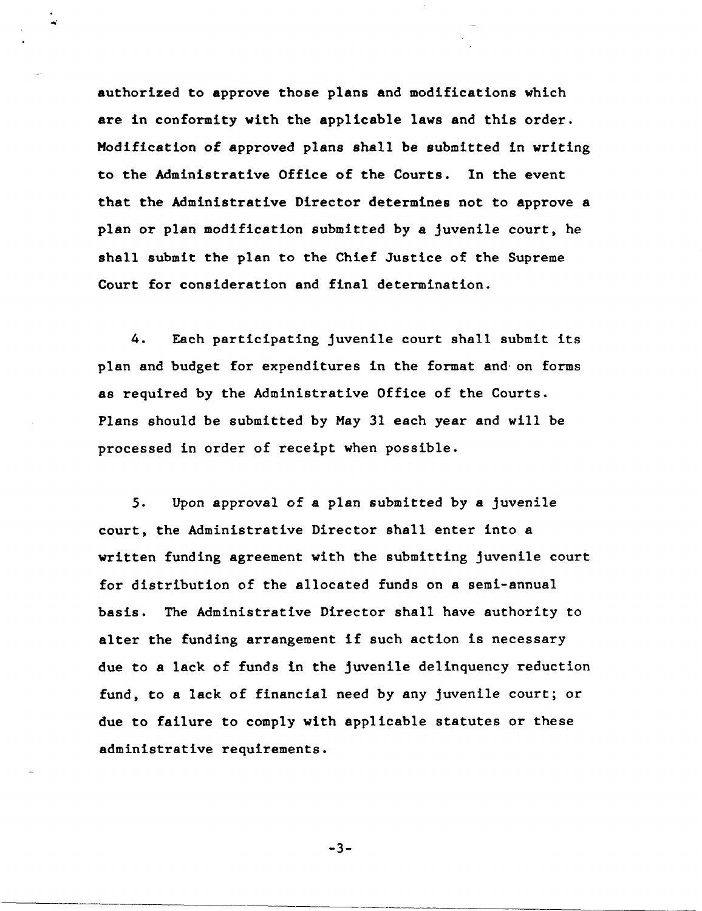authorized to approve those plans and modifications which are in conformity with the applicable laws and this order. Modification of approved plans shall be submitted in writing to the Administrative Office of the Courts. In the event that the Administrative Director determines not to approve a plan or plan modification submitted by a juvenile court, he shall submit the plan to the Chief Justice of the Supreme Court for consideration and final determination.

4. Each participating juvenile court shall submit its plan and budget for expenditures in the format and on forms as required by the Administrative Office of the Courts. Plans should be submitted by May 31 each year and will be processed in order of receipt when possible.

5. Upon approval of a plan submitted by a juvenile court, the Administrative Director shall enter into a written funding agreement with the submitting juvenile court for distribution of the allocated funds on a semi-annual basis. The Administrative Director shall have authority to alter the funding arrangement if such action is necessary due to a lack of funds in the juvenile delinquency reduction fund, to a lack of financial need by any juvenile court; or due to failure to comply with applicable statutes or these administrative requirements.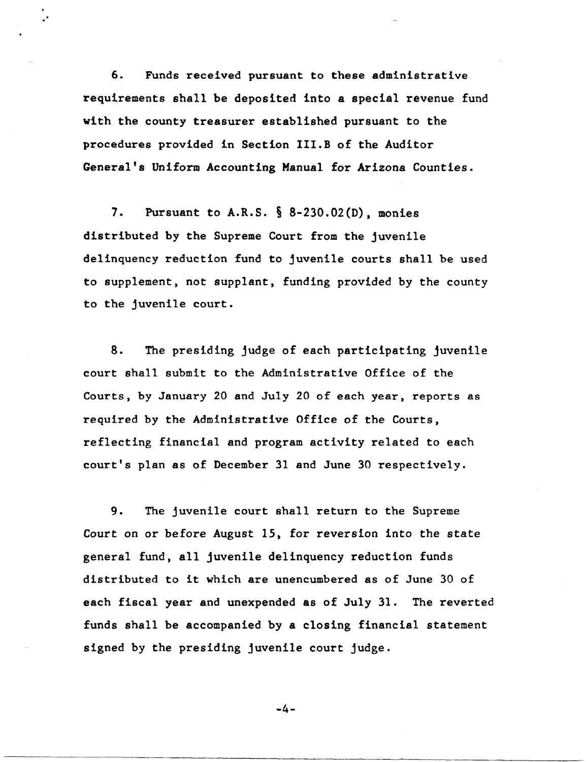6. Funds received pursuant to these administrative requirements shall be deposited into a special revenue fund with the county treasurer established pursuant to the procedures provided in Section III.B of the Auditor General's Uniform Accounting Manual for Arizona Counties.

7. Pursuant to A.R.S. § 8-230.02(D), monies distributed by the Supreme Court from the juvenile delinquency reduction fund to juvenile courts shall be used to supplement, not supplant, funding provided by the county to the juvenile court.

8. The presiding judge of each participating juvenile court shall submit to the Administrative Office of the Courts, by January 20 and July 20 of each year, reports as required by the Administrative Office of the Courts, reflecting financial and program activity related to each court's plan as of December 31 and June 30 respectively.

9. The juvenile court shall return to the Supreme Court on or before August 15, for reversion into the state general fund, all juvenile delinquency reduction funds distributed to it which are unencumbered as of June 30 of each fiscal year and unexpended as of July 31. The reverted funds shall be accompanied by a closing financial statement signed by the presiding juvenile court judge.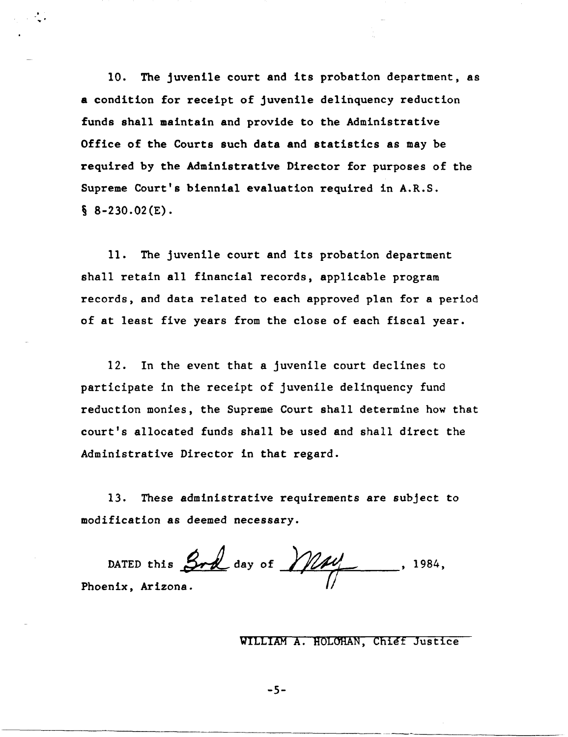10. The juvenile court and its probation department, as a condition for receipt of juvenile delinquency reduction funds shall maintain and provide to the Administrative Office of the Courts such data and statistics as may be required by the Administrative Director for purposes of the Supreme Court's biennial evaluation required in A.R.S. § 8-230.02(E).

11. The juvenile court and its probation department shall retain all financial records, applicable program records, and data related to each approved plan for a period of at least five years from the close of each fiscal year.

12. In the event that a juvenile court declines to participate in the receipt of juvenile delinquency fund reduction monies, the Supreme Court shall determine how that court's allocated funds shall be used and shall direct the Administrative Director in that regard.

13. These administrative requirements are subject to modification as deemed necessary.

DATED this 3rd day of May, 1984, Phoenix, Arizona.

WILLIAM A. HOLOHAN, Chief Justice